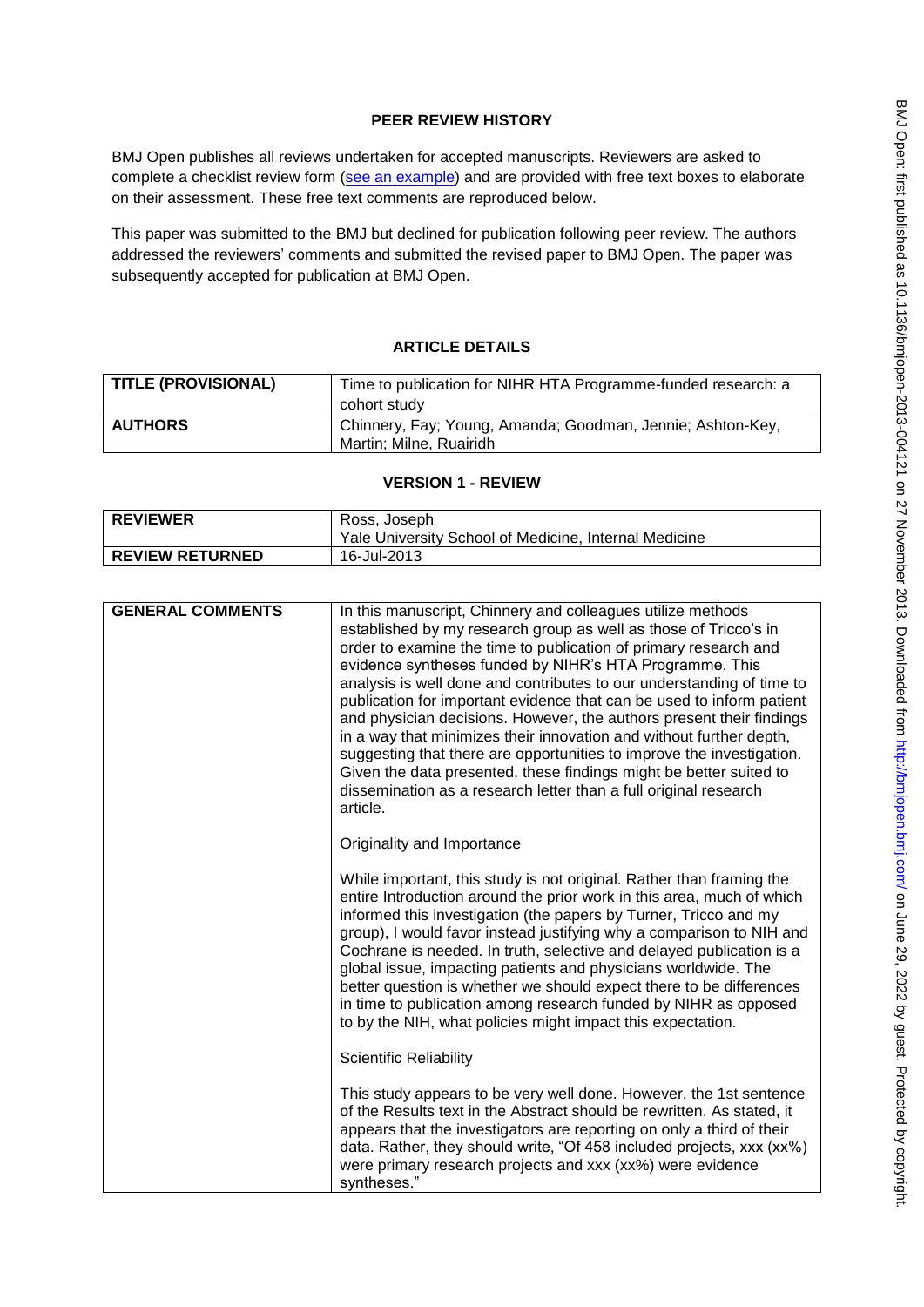## PEER REVIEW HISTORY

BMJ Open publishes all reviews undertaken for accepted manuscripts. Reviewers are asked to complete a checklist review form (see an example) and are provided with free text boxes to elaborate on their assessment. These free text comments are reproduced below.

This paper was submitted to the BMJ but declined for publication following peer review. The authors addressed the reviewers' comments and submitted the revised paper to BMJ Open. The paper was subsequently accepted for publication at BMJ Open.

### ARTICLE DETAILS

| TITLE (PROVISIONAL) | Time to publication for NIHR HTA Programme-funded research: a cohort study |
|---|---|
| AUTHORS | Chinnery, Fay; Young, Amanda; Goodman, Jennie; Ashton-Key, Martin; Milne, Ruairidh |

### VERSION 1 - REVIEW

| REVIEWER | Ross, Joseph<br>Yale University School of Medicine, Internal Medicine |
|---|---|
| REVIEW RETURNED | 16-Jul-2013 |

| GENERAL COMMENTS | In this manuscript, Chinnery and colleagues utilize methods established by my research group as well as those of Tricco's in order to examine the time to publication of primary research and evidence syntheses funded by NIHR's HTA Programme. This analysis is well done and contributes to our understanding of time to publication for important evidence that can be used to inform patient and physician decisions. However, the authors present their findings in a way that minimizes their innovation and without further depth, suggesting that there are opportunities to improve the investigation. Given the data presented, these findings might be better suited to dissemination as a research letter than a full original research article.<br><br>Originality and Importance<br><br>While important, this study is not original. Rather than framing the entire Introduction around the prior work in this area, much of which informed this investigation (the papers by Turner, Tricco and my group), I would favor instead justifying why a comparison to NIH and Cochrane is needed. In truth, selective and delayed publication is a global issue, impacting patients and physicians worldwide. The better question is whether we should expect there to be differences in time to publication among research funded by NIHR as opposed to by the NIH, what policies might impact this expectation.<br><br>Scientific Reliability<br><br>This study appears to be very well done. However, the 1st sentence of the Results text in the Abstract should be rewritten. As stated, it appears that the investigators are reporting on only a third of their data. Rather, they should write, "Of 458 included projects, xxx (xx%) were primary research projects and xxx (xx%) were evidence syntheses." |
|---|---|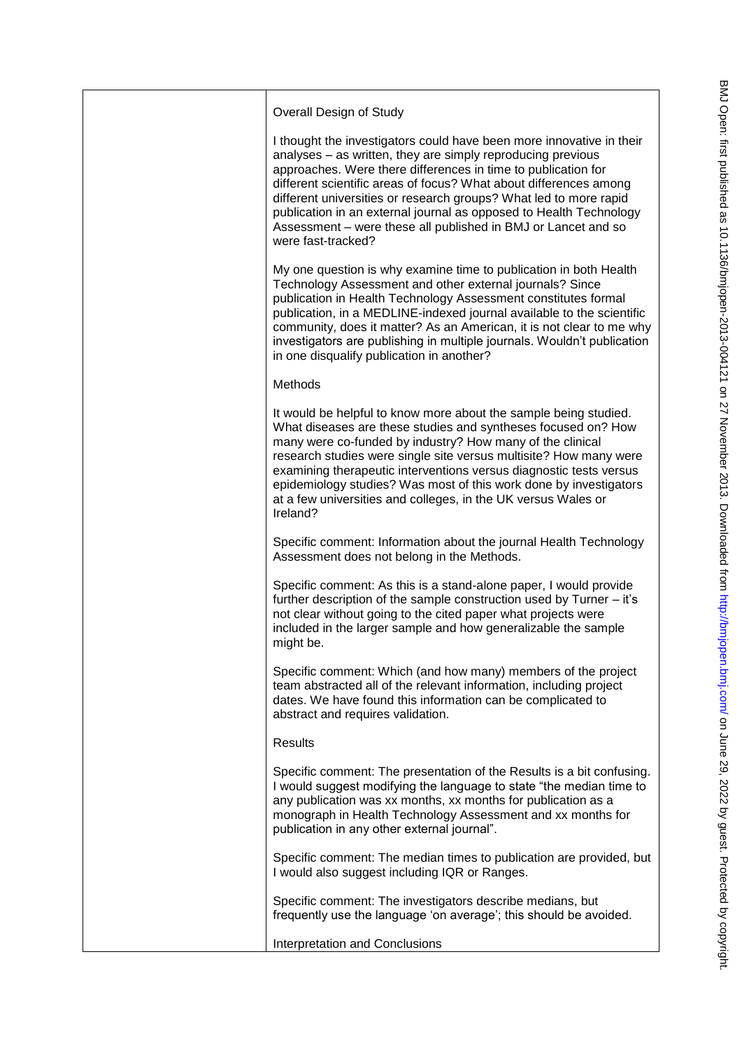Overall Design of Study

I thought the investigators could have been more innovative in their analyses – as written, they are simply reproducing previous approaches. Were there differences in time to publication for different scientific areas of focus? What about differences among different universities or research groups? What led to more rapid publication in an external journal as opposed to Health Technology Assessment – were these all published in BMJ or Lancet and so were fast-tracked?

My one question is why examine time to publication in both Health Technology Assessment and other external journals? Since publication in Health Technology Assessment constitutes formal publication, in a MEDLINE-indexed journal available to the scientific community, does it matter? As an American, it is not clear to me why investigators are publishing in multiple journals. Wouldn't publication in one disqualify publication in another?

Methods

It would be helpful to know more about the sample being studied. What diseases are these studies and syntheses focused on? How many were co-funded by industry? How many of the clinical research studies were single site versus multisite? How many were examining therapeutic interventions versus diagnostic tests versus epidemiology studies? Was most of this work done by investigators at a few universities and colleges, in the UK versus Wales or Ireland?

Specific comment: Information about the journal Health Technology Assessment does not belong in the Methods.

Specific comment: As this is a stand-alone paper, I would provide further description of the sample construction used by Turner – it's not clear without going to the cited paper what projects were included in the larger sample and how generalizable the sample might be.

Specific comment: Which (and how many) members of the project team abstracted all of the relevant information, including project dates. We have found this information can be complicated to abstract and requires validation.

Results

Specific comment: The presentation of the Results is a bit confusing. I would suggest modifying the language to state "the median time to any publication was xx months, xx months for publication as a monograph in Health Technology Assessment and xx months for publication in any other external journal".

Specific comment: The median times to publication are provided, but I would also suggest including IQR or Ranges.

Specific comment: The investigators describe medians, but frequently use the language 'on average'; this should be avoided.

Interpretation and Conclusions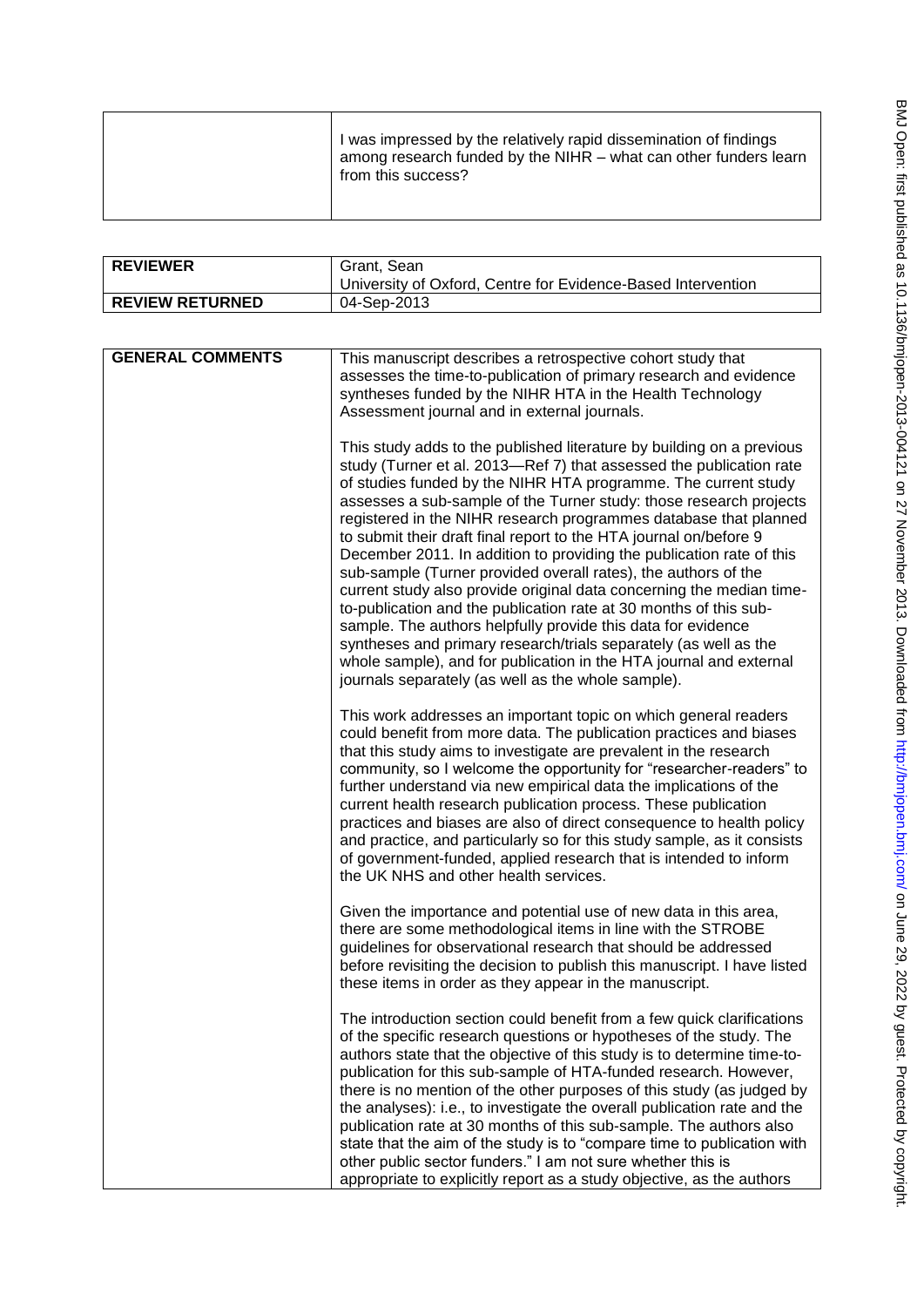| | |
|---|---|
| | I was impressed by the relatively rapid dissemination of findings among research funded by the NIHR – what can other funders learn from this success? |

| | |
|---|---|
| **REVIEWER** | Grant, Sean<br>University of Oxford, Centre for Evidence-Based Intervention |
| **REVIEW RETURNED** | 04-Sep-2013 |

| | |
|---|---|
| **GENERAL COMMENTS** | This manuscript describes a retrospective cohort study that assesses the time-to-publication of primary research and evidence syntheses funded by the NIHR HTA in the Health Technology Assessment journal and in external journals.<br><br>This study adds to the published literature by building on a previous study (Turner et al. 2013—Ref 7) that assessed the publication rate of studies funded by the NIHR HTA programme. The current study assesses a sub-sample of the Turner study: those research projects registered in the NIHR research programmes database that planned to submit their draft final report to the HTA journal on/before 9 December 2011. In addition to providing the publication rate of this sub-sample (Turner provided overall rates), the authors of the current study also provide original data concerning the median time-to-publication and the publication rate at 30 months of this sub-sample. The authors helpfully provide this data for evidence syntheses and primary research/trials separately (as well as the whole sample), and for publication in the HTA journal and external journals separately (as well as the whole sample).<br><br>This work addresses an important topic on which general readers could benefit from more data. The publication practices and biases that this study aims to investigate are prevalent in the research community, so I welcome the opportunity for "researcher-readers" to further understand via new empirical data the implications of the current health research publication process. These publication practices and biases are also of direct consequence to health policy and practice, and particularly so for this study sample, as it consists of government-funded, applied research that is intended to inform the UK NHS and other health services.<br><br>Given the importance and potential use of new data in this area, there are some methodological items in line with the STROBE guidelines for observational research that should be addressed before revisiting the decision to publish this manuscript. I have listed these items in order as they appear in the manuscript.<br><br>The introduction section could benefit from a few quick clarifications of the specific research questions or hypotheses of the study. The authors state that the objective of this study is to determine time-to-publication for this sub-sample of HTA-funded research. However, there is no mention of the other purposes of this study (as judged by the analyses): i.e., to investigate the overall publication rate and the publication rate at 30 months of this sub-sample. The authors also state that the aim of the study is to "compare time to publication with other public sector funders." I am not sure whether this is appropriate to explicitly report as a study objective, as the authors |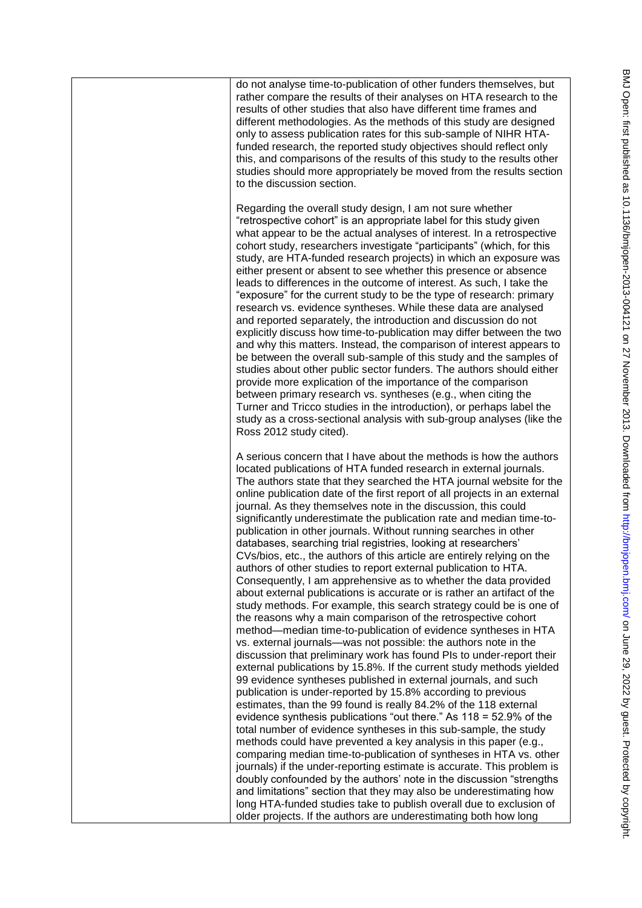do not analyse time-to-publication of other funders themselves, but rather compare the results of their analyses on HTA research to the results of other studies that also have different time frames and different methodologies. As the methods of this study are designed only to assess publication rates for this sub-sample of NIHR HTA-funded research, the reported study objectives should reflect only this, and comparisons of the results of this study to the results other studies should more appropriately be moved from the results section to the discussion section.

Regarding the overall study design, I am not sure whether "retrospective cohort" is an appropriate label for this study given what appear to be the actual analyses of interest. In a retrospective cohort study, researchers investigate "participants" (which, for this study, are HTA-funded research projects) in which an exposure was either present or absent to see whether this presence or absence leads to differences in the outcome of interest. As such, I take the "exposure" for the current study to be the type of research: primary research vs. evidence syntheses. While these data are analysed and reported separately, the introduction and discussion do not explicitly discuss how time-to-publication may differ between the two and why this matters. Instead, the comparison of interest appears to be between the overall sub-sample of this study and the samples of studies about other public sector funders. The authors should either provide more explication of the importance of the comparison between primary research vs. syntheses (e.g., when citing the Turner and Tricco studies in the introduction), or perhaps label the study as a cross-sectional analysis with sub-group analyses (like the Ross 2012 study cited).

A serious concern that I have about the methods is how the authors located publications of HTA funded research in external journals. The authors state that they searched the HTA journal website for the online publication date of the first report of all projects in an external journal. As they themselves note in the discussion, this could significantly underestimate the publication rate and median time-to-publication in other journals. Without running searches in other databases, searching trial registries, looking at researchers' CVs/bios, etc., the authors of this article are entirely relying on the authors of other studies to report external publication to HTA. Consequently, I am apprehensive as to whether the data provided about external publications is accurate or is rather an artifact of the study methods. For example, this search strategy could be is one of the reasons why a main comparison of the retrospective cohort method—median time-to-publication of evidence syntheses in HTA vs. external journals—was not possible: the authors note in the discussion that preliminary work has found PIs to under-report their external publications by 15.8%. If the current study methods yielded 99 evidence syntheses published in external journals, and such publication is under-reported by 15.8% according to previous estimates, than the 99 found is really 84.2% of the 118 external evidence synthesis publications "out there." As 118 = 52.9% of the total number of evidence syntheses in this sub-sample, the study methods could have prevented a key analysis in this paper (e.g., comparing median time-to-publication of syntheses in HTA vs. other journals) if the under-reporting estimate is accurate. This problem is doubly confounded by the authors' note in the discussion "strengths and limitations" section that they may also be underestimating how long HTA-funded studies take to publish overall due to exclusion of older projects. If the authors are underestimating both how long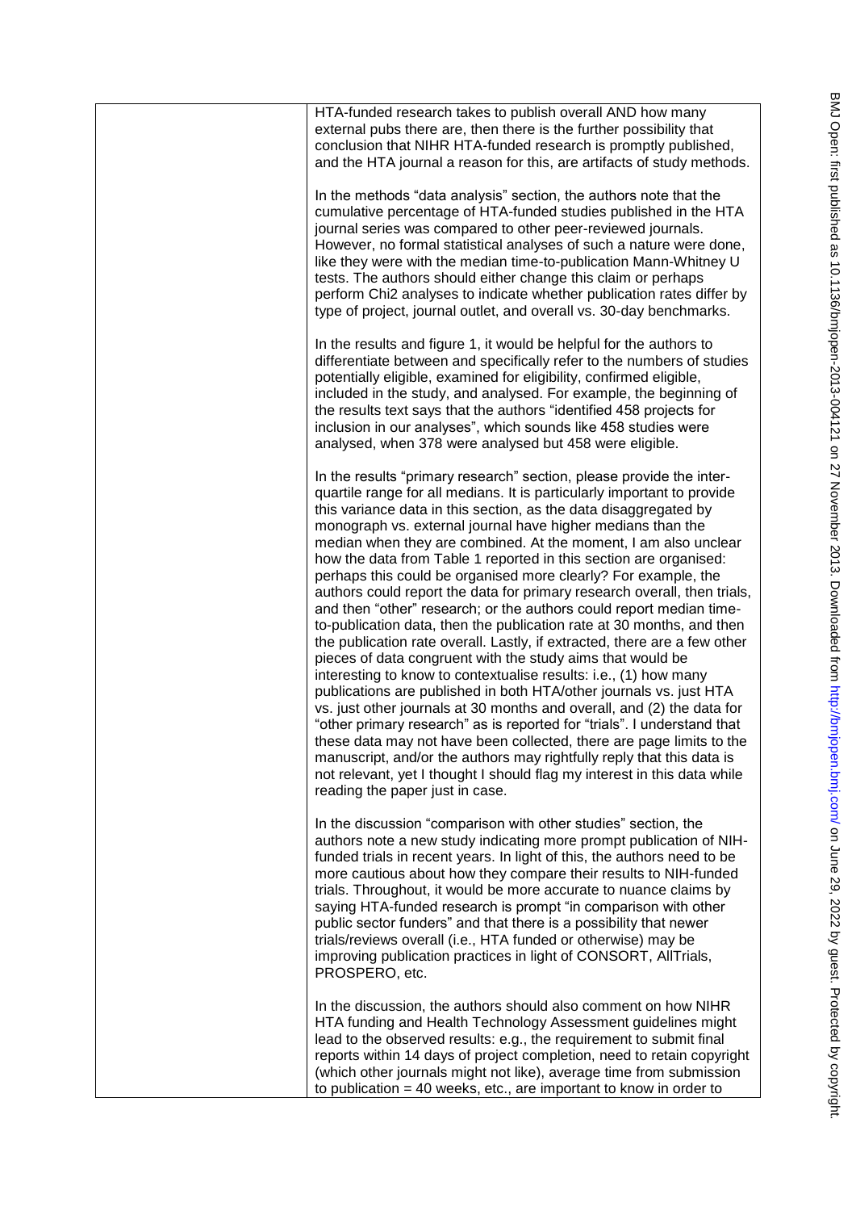HTA-funded research takes to publish overall AND how many external pubs there are, then there is the further possibility that conclusion that NIHR HTA-funded research is promptly published, and the HTA journal a reason for this, are artifacts of study methods.

In the methods "data analysis" section, the authors note that the cumulative percentage of HTA-funded studies published in the HTA journal series was compared to other peer-reviewed journals. However, no formal statistical analyses of such a nature were done, like they were with the median time-to-publication Mann-Whitney U tests. The authors should either change this claim or perhaps perform Chi2 analyses to indicate whether publication rates differ by type of project, journal outlet, and overall vs. 30-day benchmarks.

In the results and figure 1, it would be helpful for the authors to differentiate between and specifically refer to the numbers of studies potentially eligible, examined for eligibility, confirmed eligible, included in the study, and analysed. For example, the beginning of the results text says that the authors "identified 458 projects for inclusion in our analyses", which sounds like 458 studies were analysed, when 378 were analysed but 458 were eligible.

In the results "primary research" section, please provide the inter-quartile range for all medians. It is particularly important to provide this variance data in this section, as the data disaggregated by monograph vs. external journal have higher medians than the median when they are combined. At the moment, I am also unclear how the data from Table 1 reported in this section are organised: perhaps this could be organised more clearly? For example, the authors could report the data for primary research overall, then trials, and then "other" research; or the authors could report median time-to-publication data, then the publication rate at 30 months, and then the publication rate overall. Lastly, if extracted, there are a few other pieces of data congruent with the study aims that would be interesting to know to contextualise results: i.e., (1) how many publications are published in both HTA/other journals vs. just HTA vs. just other journals at 30 months and overall, and (2) the data for "other primary research" as is reported for "trials". I understand that these data may not have been collected, there are page limits to the manuscript, and/or the authors may rightfully reply that this data is not relevant, yet I thought I should flag my interest in this data while reading the paper just in case.

In the discussion "comparison with other studies" section, the authors note a new study indicating more prompt publication of NIH-funded trials in recent years. In light of this, the authors need to be more cautious about how they compare their results to NIH-funded trials. Throughout, it would be more accurate to nuance claims by saying HTA-funded research is prompt "in comparison with other public sector funders" and that there is a possibility that newer trials/reviews overall (i.e., HTA funded or otherwise) may be improving publication practices in light of CONSORT, AllTrials, PROSPERO, etc.

In the discussion, the authors should also comment on how NIHR HTA funding and Health Technology Assessment guidelines might lead to the observed results: e.g., the requirement to submit final reports within 14 days of project completion, need to retain copyright (which other journals might not like), average time from submission to publication = 40 weeks, etc., are important to know in order to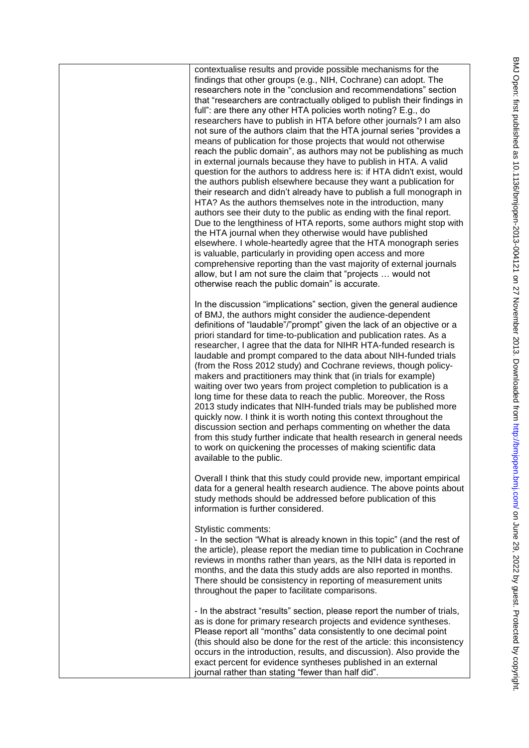contextualise results and provide possible mechanisms for the findings that other groups (e.g., NIH, Cochrane) can adopt. The researchers note in the "conclusion and recommendations" section that "researchers are contractually obliged to publish their findings in full": are there any other HTA policies worth noting? E.g., do researchers have to publish in HTA before other journals? I am also not sure of the authors claim that the HTA journal series "provides a means of publication for those projects that would not otherwise reach the public domain", as authors may not be publishing as much in external journals because they have to publish in HTA. A valid question for the authors to address here is: if HTA didn't exist, would the authors publish elsewhere because they want a publication for their research and didn't already have to publish a full monograph in HTA? As the authors themselves note in the introduction, many authors see their duty to the public as ending with the final report. Due to the lengthiness of HTA reports, some authors might stop with the HTA journal when they otherwise would have published elsewhere. I whole-heartedly agree that the HTA monograph series is valuable, particularly in providing open access and more comprehensive reporting than the vast majority of external journals allow, but I am not sure the claim that "projects … would not otherwise reach the public domain" is accurate.

In the discussion "implications" section, given the general audience of BMJ, the authors might consider the audience-dependent definitions of "laudable"/"prompt" given the lack of an objective or a priori standard for time-to-publication and publication rates. As a researcher, I agree that the data for NIHR HTA-funded research is laudable and prompt compared to the data about NIH-funded trials (from the Ross 2012 study) and Cochrane reviews, though policy-makers and practitioners may think that (in trials for example) waiting over two years from project completion to publication is a long time for these data to reach the public. Moreover, the Ross 2013 study indicates that NIH-funded trials may be published more quickly now. I think it is worth noting this context throughout the discussion section and perhaps commenting on whether the data from this study further indicate that health research in general needs to work on quickening the processes of making scientific data available to the public.

Overall I think that this study could provide new, important empirical data for a general health research audience. The above points about study methods should be addressed before publication of this information is further considered.

Stylistic comments:

- In the section "What is already known in this topic" (and the rest of the article), please report the median time to publication in Cochrane reviews in months rather than years, as the NIH data is reported in months, and the data this study adds are also reported in months. There should be consistency in reporting of measurement units throughout the paper to facilitate comparisons.

- In the abstract "results" section, please report the number of trials, as is done for primary research projects and evidence syntheses. Please report all "months" data consistently to one decimal point (this should also be done for the rest of the article: this inconsistency occurs in the introduction, results, and discussion). Also provide the exact percent for evidence syntheses published in an external journal rather than stating "fewer than half did".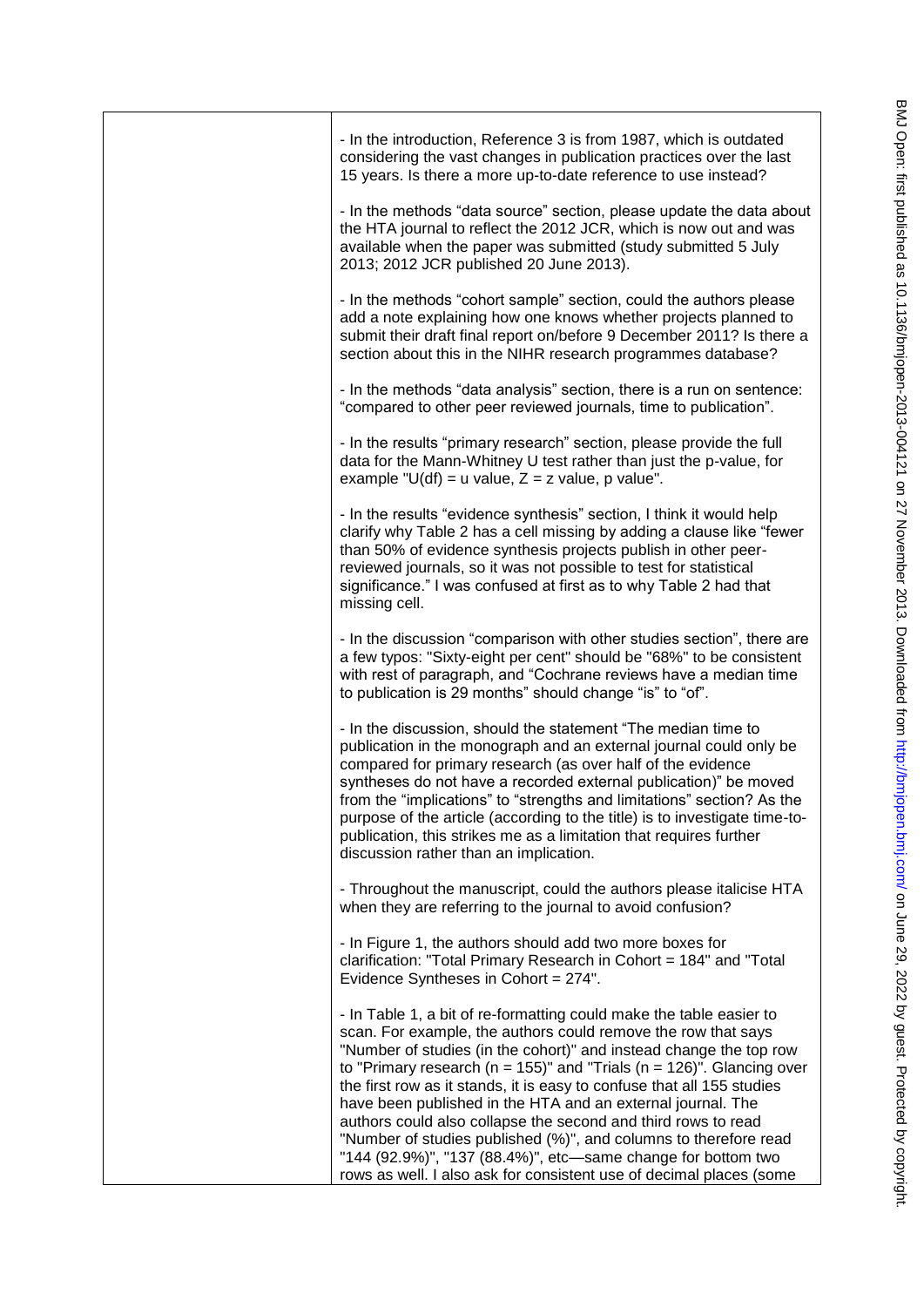- In the introduction, Reference 3 is from 1987, which is outdated considering the vast changes in publication practices over the last 15 years. Is there a more up-to-date reference to use instead?

- In the methods "data source" section, please update the data about the HTA journal to reflect the 2012 JCR, which is now out and was available when the paper was submitted (study submitted 5 July 2013; 2012 JCR published 20 June 2013).

- In the methods "cohort sample" section, could the authors please add a note explaining how one knows whether projects planned to submit their draft final report on/before 9 December 2011? Is there a section about this in the NIHR research programmes database?

- In the methods "data analysis" section, there is a run on sentence: "compared to other peer reviewed journals, time to publication".

- In the results "primary research" section, please provide the full data for the Mann-Whitney U test rather than just the p-value, for example "U(df) = u value, Z = z value, p value".

- In the results "evidence synthesis" section, I think it would help clarify why Table 2 has a cell missing by adding a clause like "fewer than 50% of evidence synthesis projects publish in other peer-reviewed journals, so it was not possible to test for statistical significance." I was confused at first as to why Table 2 had that missing cell.

- In the discussion "comparison with other studies section", there are a few typos: "Sixty-eight per cent" should be "68%" to be consistent with rest of paragraph, and "Cochrane reviews have a median time to publication is 29 months" should change "is" to "of".

- In the discussion, should the statement "The median time to publication in the monograph and an external journal could only be compared for primary research (as over half of the evidence syntheses do not have a recorded external publication)" be moved from the "implications" to "strengths and limitations" section? As the purpose of the article (according to the title) is to investigate time-to-publication, this strikes me as a limitation that requires further discussion rather than an implication.

- Throughout the manuscript, could the authors please italicise HTA when they are referring to the journal to avoid confusion?

- In Figure 1, the authors should add two more boxes for clarification: "Total Primary Research in Cohort = 184" and "Total Evidence Syntheses in Cohort = 274".

- In Table 1, a bit of re-formatting could make the table easier to scan. For example, the authors could remove the row that says "Number of studies (in the cohort)" and instead change the top row to "Primary research (n = 155)" and "Trials (n = 126)". Glancing over the first row as it stands, it is easy to confuse that all 155 studies have been published in the HTA and an external journal. The authors could also collapse the second and third rows to read "Number of studies published (%)", and columns to therefore read "144 (92.9%)", "137 (88.4%)", etc—same change for bottom two rows as well. I also ask for consistent use of decimal places (some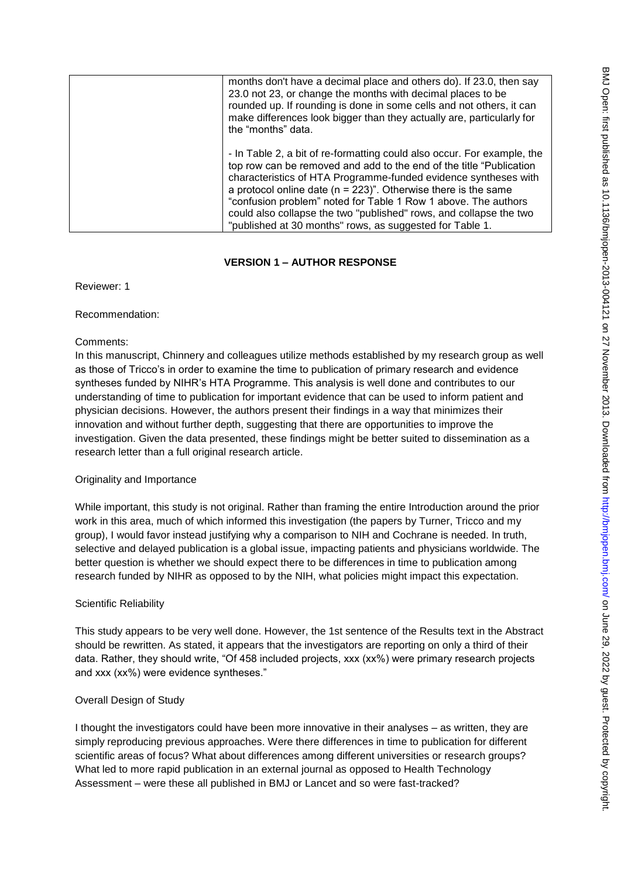| | months don't have a decimal place and others do). If 23.0, then say 23.0 not 23, or change the months with decimal places to be rounded up. If rounding is done in some cells and not others, it can make differences look bigger than they actually are, particularly for the "months" data.<br><br>- In Table 2, a bit of re-formatting could also occur. For example, the top row can be removed and add to the end of the title "Publication characteristics of HTA Programme-funded evidence syntheses with a protocol online date (n = 223)". Otherwise there is the same "confusion problem" noted for Table 1 Row 1 above. The authors could also collapse the two "published" rows, and collapse the two "published at 30 months" rows, as suggested for Table 1. |
|---|---|

**VERSION 1 – AUTHOR RESPONSE**

Reviewer: 1

Recommendation:

Comments:
In this manuscript, Chinnery and colleagues utilize methods established by my research group as well as those of Tricco's in order to examine the time to publication of primary research and evidence syntheses funded by NIHR's HTA Programme. This analysis is well done and contributes to our understanding of time to publication for important evidence that can be used to inform patient and physician decisions. However, the authors present their findings in a way that minimizes their innovation and without further depth, suggesting that there are opportunities to improve the investigation. Given the data presented, these findings might be better suited to dissemination as a research letter than a full original research article.

Originality and Importance

While important, this study is not original. Rather than framing the entire Introduction around the prior work in this area, much of which informed this investigation (the papers by Turner, Tricco and my group), I would favor instead justifying why a comparison to NIH and Cochrane is needed. In truth, selective and delayed publication is a global issue, impacting patients and physicians worldwide. The better question is whether we should expect there to be differences in time to publication among research funded by NIHR as opposed to by the NIH, what policies might impact this expectation.

Scientific Reliability

This study appears to be very well done. However, the 1st sentence of the Results text in the Abstract should be rewritten. As stated, it appears that the investigators are reporting on only a third of their data. Rather, they should write, "Of 458 included projects, xxx (xx%) were primary research projects and xxx (xx%) were evidence syntheses."

Overall Design of Study

I thought the investigators could have been more innovative in their analyses – as written, they are simply reproducing previous approaches. Were there differences in time to publication for different scientific areas of focus? What about differences among different universities or research groups? What led to more rapid publication in an external journal as opposed to Health Technology Assessment – were these all published in BMJ or Lancet and so were fast-tracked?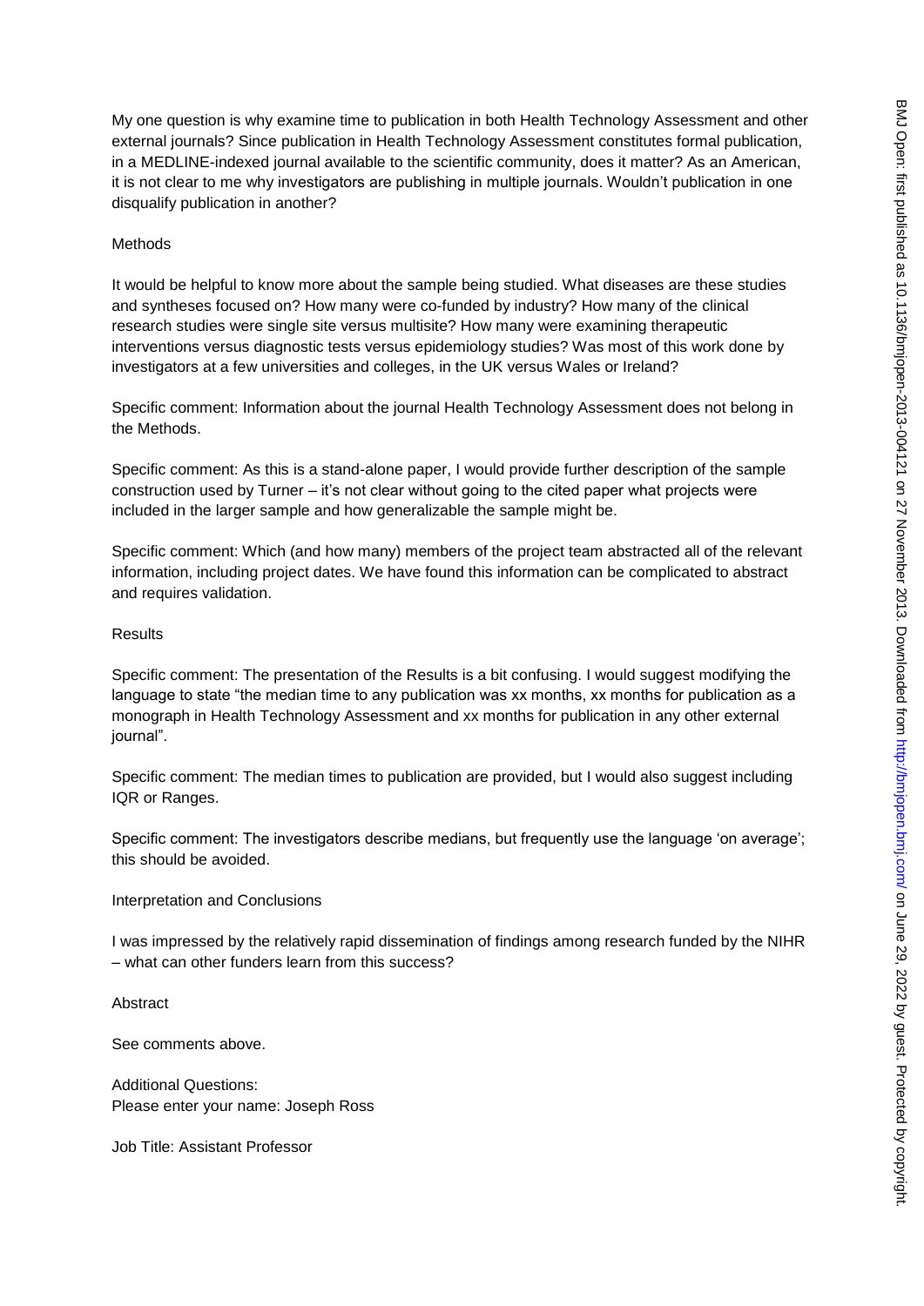My one question is why examine time to publication in both Health Technology Assessment and other external journals? Since publication in Health Technology Assessment constitutes formal publication, in a MEDLINE-indexed journal available to the scientific community, does it matter? As an American, it is not clear to me why investigators are publishing in multiple journals. Wouldn't publication in one disqualify publication in another?

Methods

It would be helpful to know more about the sample being studied. What diseases are these studies and syntheses focused on? How many were co-funded by industry? How many of the clinical research studies were single site versus multisite? How many were examining therapeutic interventions versus diagnostic tests versus epidemiology studies? Was most of this work done by investigators at a few universities and colleges, in the UK versus Wales or Ireland?

Specific comment: Information about the journal Health Technology Assessment does not belong in the Methods.

Specific comment: As this is a stand-alone paper, I would provide further description of the sample construction used by Turner – it's not clear without going to the cited paper what projects were included in the larger sample and how generalizable the sample might be.

Specific comment: Which (and how many) members of the project team abstracted all of the relevant information, including project dates. We have found this information can be complicated to abstract and requires validation.

Results

Specific comment: The presentation of the Results is a bit confusing. I would suggest modifying the language to state "the median time to any publication was xx months, xx months for publication as a monograph in Health Technology Assessment and xx months for publication in any other external journal".

Specific comment: The median times to publication are provided, but I would also suggest including IQR or Ranges.

Specific comment: The investigators describe medians, but frequently use the language 'on average'; this should be avoided.

Interpretation and Conclusions

I was impressed by the relatively rapid dissemination of findings among research funded by the NIHR – what can other funders learn from this success?

Abstract

See comments above.

Additional Questions:
Please enter your name: Joseph Ross

Job Title: Assistant Professor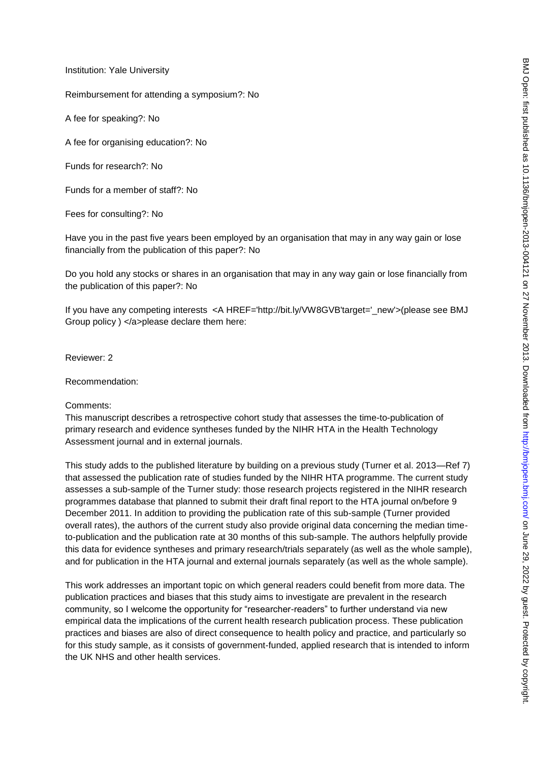Institution: Yale University

Reimbursement for attending a symposium?: No

A fee for speaking?: No

A fee for organising education?: No

Funds for research?: No

Funds for a member of staff?: No

Fees for consulting?: No

Have you in the past five years been employed by an organisation that may in any way gain or lose financially from the publication of this paper?: No

Do you hold any stocks or shares in an organisation that may in any way gain or lose financially from the publication of this paper?: No

If you have any competing interests <A HREF='http://bit.ly/VW8GVB'target='_new'>(please see BMJ Group policy ) </a>please declare them here:

Reviewer: 2

Recommendation:

Comments:
This manuscript describes a retrospective cohort study that assesses the time-to-publication of primary research and evidence syntheses funded by the NIHR HTA in the Health Technology Assessment journal and in external journals.

This study adds to the published literature by building on a previous study (Turner et al. 2013—Ref 7) that assessed the publication rate of studies funded by the NIHR HTA programme. The current study assesses a sub-sample of the Turner study: those research projects registered in the NIHR research programmes database that planned to submit their draft final report to the HTA journal on/before 9 December 2011. In addition to providing the publication rate of this sub-sample (Turner provided overall rates), the authors of the current study also provide original data concerning the median time-to-publication and the publication rate at 30 months of this sub-sample. The authors helpfully provide this data for evidence syntheses and primary research/trials separately (as well as the whole sample), and for publication in the HTA journal and external journals separately (as well as the whole sample).

This work addresses an important topic on which general readers could benefit from more data. The publication practices and biases that this study aims to investigate are prevalent in the research community, so I welcome the opportunity for "researcher-readers" to further understand via new empirical data the implications of the current health research publication process. These publication practices and biases are also of direct consequence to health policy and practice, and particularly so for this study sample, as it consists of government-funded, applied research that is intended to inform the UK NHS and other health services.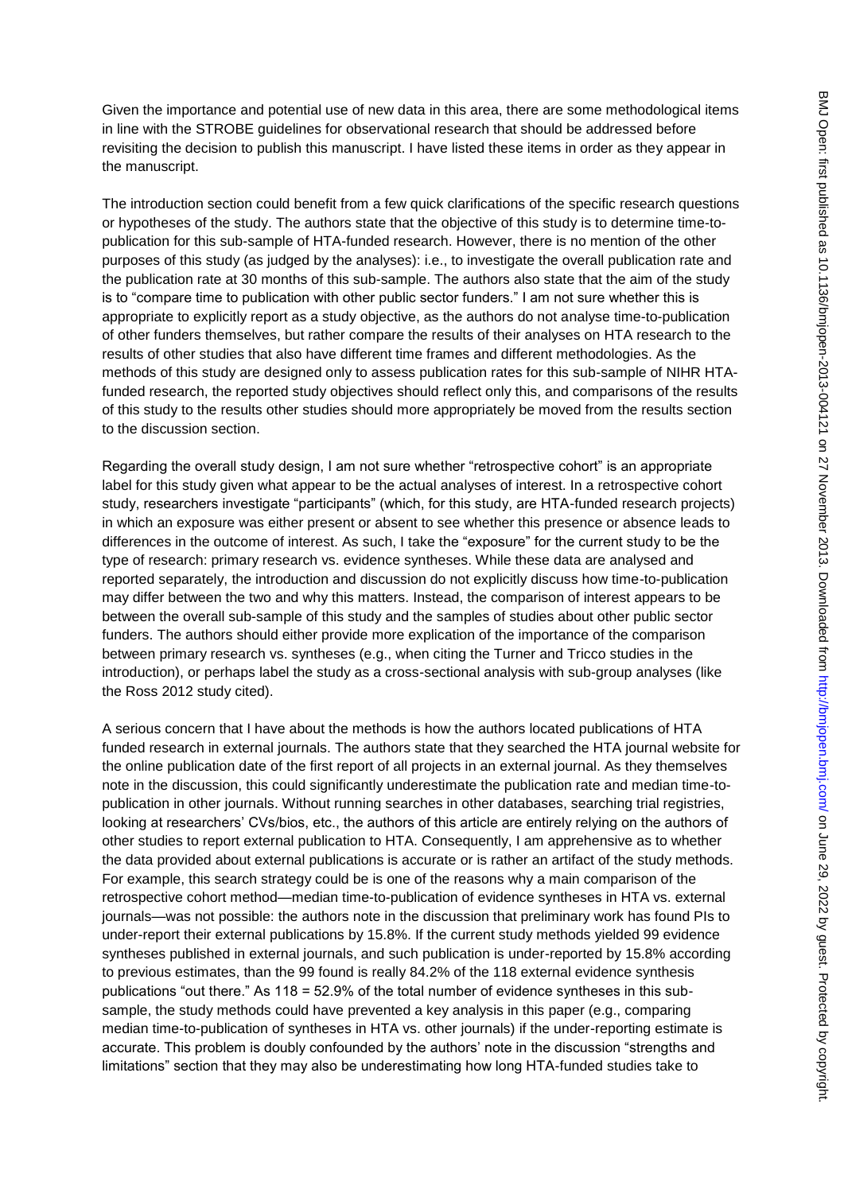Given the importance and potential use of new data in this area, there are some methodological items in line with the STROBE guidelines for observational research that should be addressed before revisiting the decision to publish this manuscript. I have listed these items in order as they appear in the manuscript.

The introduction section could benefit from a few quick clarifications of the specific research questions or hypotheses of the study. The authors state that the objective of this study is to determine time-to-publication for this sub-sample of HTA-funded research. However, there is no mention of the other purposes of this study (as judged by the analyses): i.e., to investigate the overall publication rate and the publication rate at 30 months of this sub-sample. The authors also state that the aim of the study is to "compare time to publication with other public sector funders." I am not sure whether this is appropriate to explicitly report as a study objective, as the authors do not analyse time-to-publication of other funders themselves, but rather compare the results of their analyses on HTA research to the results of other studies that also have different time frames and different methodologies. As the methods of this study are designed only to assess publication rates for this sub-sample of NIHR HTA-funded research, the reported study objectives should reflect only this, and comparisons of the results of this study to the results other studies should more appropriately be moved from the results section to the discussion section.

Regarding the overall study design, I am not sure whether "retrospective cohort" is an appropriate label for this study given what appear to be the actual analyses of interest. In a retrospective cohort study, researchers investigate "participants" (which, for this study, are HTA-funded research projects) in which an exposure was either present or absent to see whether this presence or absence leads to differences in the outcome of interest. As such, I take the "exposure" for the current study to be the type of research: primary research vs. evidence syntheses. While these data are analysed and reported separately, the introduction and discussion do not explicitly discuss how time-to-publication may differ between the two and why this matters. Instead, the comparison of interest appears to be between the overall sub-sample of this study and the samples of studies about other public sector funders. The authors should either provide more explication of the importance of the comparison between primary research vs. syntheses (e.g., when citing the Turner and Tricco studies in the introduction), or perhaps label the study as a cross-sectional analysis with sub-group analyses (like the Ross 2012 study cited).

A serious concern that I have about the methods is how the authors located publications of HTA funded research in external journals. The authors state that they searched the HTA journal website for the online publication date of the first report of all projects in an external journal. As they themselves note in the discussion, this could significantly underestimate the publication rate and median time-to-publication in other journals. Without running searches in other databases, searching trial registries, looking at researchers' CVs/bios, etc., the authors of this article are entirely relying on the authors of other studies to report external publication to HTA. Consequently, I am apprehensive as to whether the data provided about external publications is accurate or is rather an artifact of the study methods. For example, this search strategy could be is one of the reasons why a main comparison of the retrospective cohort method—median time-to-publication of evidence syntheses in HTA vs. external journals—was not possible: the authors note in the discussion that preliminary work has found PIs to under-report their external publications by 15.8%. If the current study methods yielded 99 evidence syntheses published in external journals, and such publication is under-reported by 15.8% according to previous estimates, than the 99 found is really 84.2% of the 118 external evidence synthesis publications "out there." As 118 = 52.9% of the total number of evidence syntheses in this sub-sample, the study methods could have prevented a key analysis in this paper (e.g., comparing median time-to-publication of syntheses in HTA vs. other journals) if the under-reporting estimate is accurate. This problem is doubly confounded by the authors' note in the discussion "strengths and limitations" section that they may also be underestimating how long HTA-funded studies take to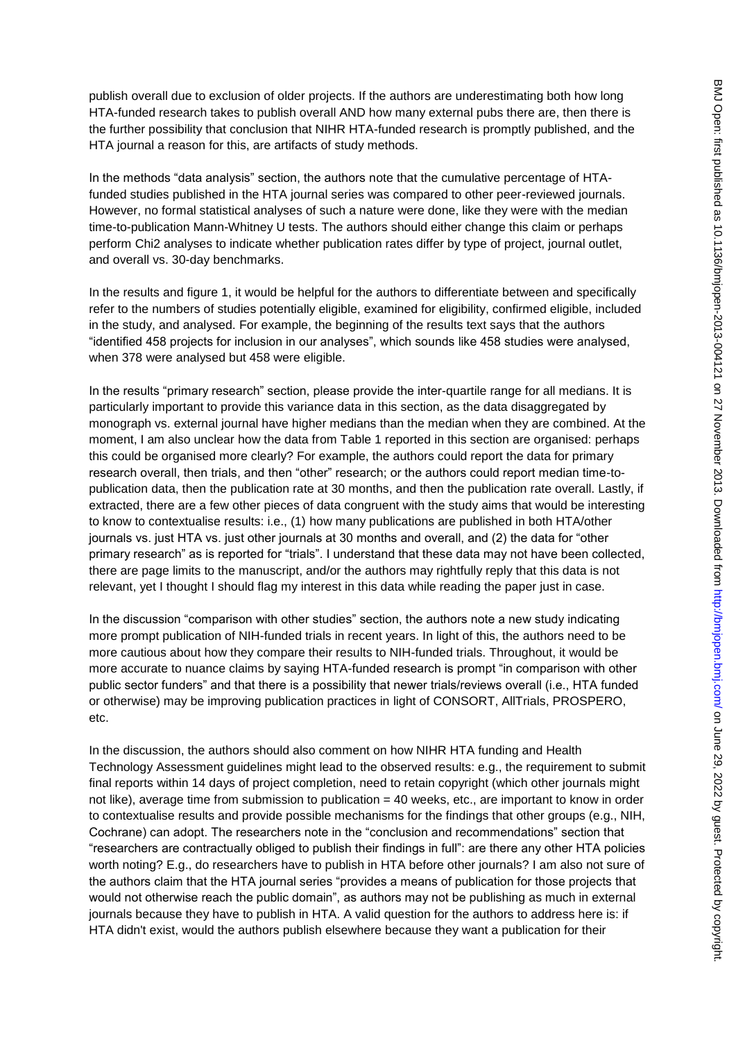publish overall due to exclusion of older projects. If the authors are underestimating both how long HTA-funded research takes to publish overall AND how many external pubs there are, then there is the further possibility that conclusion that NIHR HTA-funded research is promptly published, and the HTA journal a reason for this, are artifacts of study methods.

In the methods "data analysis" section, the authors note that the cumulative percentage of HTA-funded studies published in the HTA journal series was compared to other peer-reviewed journals. However, no formal statistical analyses of such a nature were done, like they were with the median time-to-publication Mann-Whitney U tests. The authors should either change this claim or perhaps perform Chi2 analyses to indicate whether publication rates differ by type of project, journal outlet, and overall vs. 30-day benchmarks.

In the results and figure 1, it would be helpful for the authors to differentiate between and specifically refer to the numbers of studies potentially eligible, examined for eligibility, confirmed eligible, included in the study, and analysed. For example, the beginning of the results text says that the authors "identified 458 projects for inclusion in our analyses", which sounds like 458 studies were analysed, when 378 were analysed but 458 were eligible.

In the results "primary research" section, please provide the inter-quartile range for all medians. It is particularly important to provide this variance data in this section, as the data disaggregated by monograph vs. external journal have higher medians than the median when they are combined. At the moment, I am also unclear how the data from Table 1 reported in this section are organised: perhaps this could be organised more clearly? For example, the authors could report the data for primary research overall, then trials, and then "other" research; or the authors could report median time-to-publication data, then the publication rate at 30 months, and then the publication rate overall. Lastly, if extracted, there are a few other pieces of data congruent with the study aims that would be interesting to know to contextualise results: i.e., (1) how many publications are published in both HTA/other journals vs. just HTA vs. just other journals at 30 months and overall, and (2) the data for "other primary research" as is reported for "trials". I understand that these data may not have been collected, there are page limits to the manuscript, and/or the authors may rightfully reply that this data is not relevant, yet I thought I should flag my interest in this data while reading the paper just in case.

In the discussion "comparison with other studies" section, the authors note a new study indicating more prompt publication of NIH-funded trials in recent years. In light of this, the authors need to be more cautious about how they compare their results to NIH-funded trials. Throughout, it would be more accurate to nuance claims by saying HTA-funded research is prompt "in comparison with other public sector funders" and that there is a possibility that newer trials/reviews overall (i.e., HTA funded or otherwise) may be improving publication practices in light of CONSORT, AllTrials, PROSPERO, etc.

In the discussion, the authors should also comment on how NIHR HTA funding and Health Technology Assessment guidelines might lead to the observed results: e.g., the requirement to submit final reports within 14 days of project completion, need to retain copyright (which other journals might not like), average time from submission to publication = 40 weeks, etc., are important to know in order to contextualise results and provide possible mechanisms for the findings that other groups (e.g., NIH, Cochrane) can adopt. The researchers note in the "conclusion and recommendations" section that "researchers are contractually obliged to publish their findings in full": are there any other HTA policies worth noting? E.g., do researchers have to publish in HTA before other journals? I am also not sure of the authors claim that the HTA journal series "provides a means of publication for those projects that would not otherwise reach the public domain", as authors may not be publishing as much in external journals because they have to publish in HTA. A valid question for the authors to address here is: if HTA didn't exist, would the authors publish elsewhere because they want a publication for their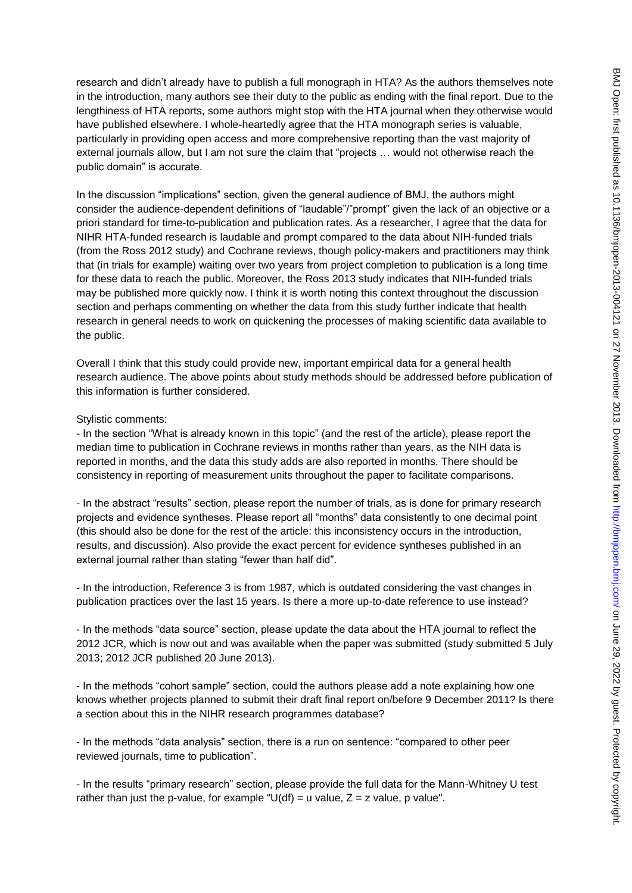research and didn't already have to publish a full monograph in HTA? As the authors themselves note in the introduction, many authors see their duty to the public as ending with the final report. Due to the lengthiness of HTA reports, some authors might stop with the HTA journal when they otherwise would have published elsewhere. I whole-heartedly agree that the HTA monograph series is valuable, particularly in providing open access and more comprehensive reporting than the vast majority of external journals allow, but I am not sure the claim that "projects … would not otherwise reach the public domain" is accurate.

In the discussion "implications" section, given the general audience of BMJ, the authors might consider the audience-dependent definitions of "laudable"/"prompt" given the lack of an objective or a priori standard for time-to-publication and publication rates. As a researcher, I agree that the data for NIHR HTA-funded research is laudable and prompt compared to the data about NIH-funded trials (from the Ross 2012 study) and Cochrane reviews, though policy-makers and practitioners may think that (in trials for example) waiting over two years from project completion to publication is a long time for these data to reach the public. Moreover, the Ross 2013 study indicates that NIH-funded trials may be published more quickly now. I think it is worth noting this context throughout the discussion section and perhaps commenting on whether the data from this study further indicate that health research in general needs to work on quickening the processes of making scientific data available to the public.

Overall I think that this study could provide new, important empirical data for a general health research audience. The above points about study methods should be addressed before publication of this information is further considered.

Stylistic comments:

- In the section "What is already known in this topic" (and the rest of the article), please report the median time to publication in Cochrane reviews in months rather than years, as the NIH data is reported in months, and the data this study adds are also reported in months. There should be consistency in reporting of measurement units throughout the paper to facilitate comparisons.

- In the abstract "results" section, please report the number of trials, as is done for primary research projects and evidence syntheses. Please report all "months" data consistently to one decimal point (this should also be done for the rest of the article: this inconsistency occurs in the introduction, results, and discussion). Also provide the exact percent for evidence syntheses published in an external journal rather than stating "fewer than half did".

- In the introduction, Reference 3 is from 1987, which is outdated considering the vast changes in publication practices over the last 15 years. Is there a more up-to-date reference to use instead?

- In the methods "data source" section, please update the data about the HTA journal to reflect the 2012 JCR, which is now out and was available when the paper was submitted (study submitted 5 July 2013; 2012 JCR published 20 June 2013).

- In the methods "cohort sample" section, could the authors please add a note explaining how one knows whether projects planned to submit their draft final report on/before 9 December 2011? Is there a section about this in the NIHR research programmes database?

- In the methods "data analysis" section, there is a run on sentence: "compared to other peer reviewed journals, time to publication".

- In the results "primary research" section, please provide the full data for the Mann-Whitney U test rather than just the p-value, for example "U(df) = u value, Z = z value, p value".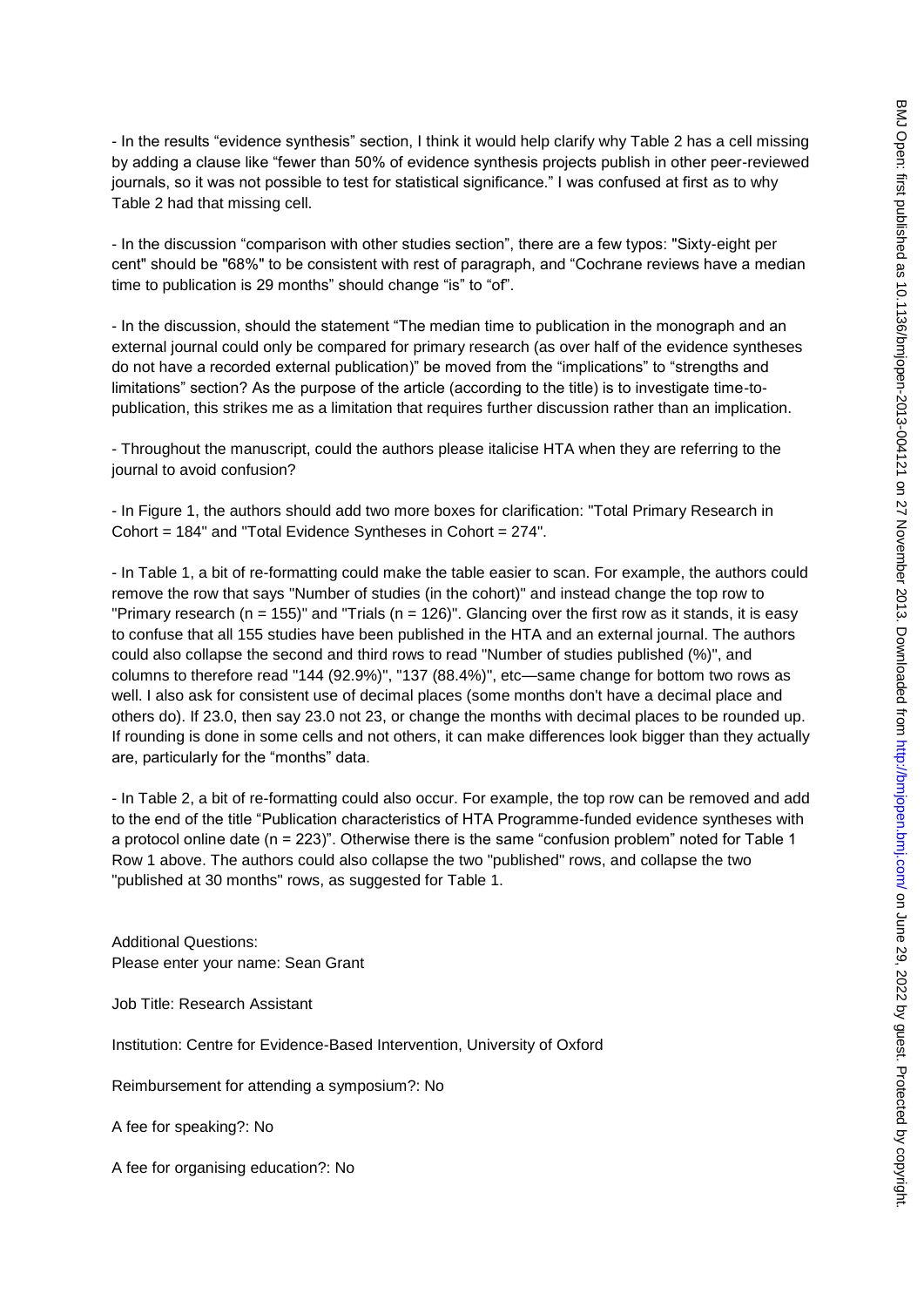- In the results "evidence synthesis" section, I think it would help clarify why Table 2 has a cell missing by adding a clause like "fewer than 50% of evidence synthesis projects publish in other peer-reviewed journals, so it was not possible to test for statistical significance." I was confused at first as to why Table 2 had that missing cell.

- In the discussion "comparison with other studies section", there are a few typos: "Sixty-eight per cent" should be "68%" to be consistent with rest of paragraph, and "Cochrane reviews have a median time to publication is 29 months" should change "is" to "of".

- In the discussion, should the statement "The median time to publication in the monograph and an external journal could only be compared for primary research (as over half of the evidence syntheses do not have a recorded external publication)" be moved from the "implications" to "strengths and limitations" section? As the purpose of the article (according to the title) is to investigate time-to-publication, this strikes me as a limitation that requires further discussion rather than an implication.

- Throughout the manuscript, could the authors please italicise HTA when they are referring to the journal to avoid confusion?

- In Figure 1, the authors should add two more boxes for clarification: "Total Primary Research in Cohort = 184" and "Total Evidence Syntheses in Cohort = 274".

- In Table 1, a bit of re-formatting could make the table easier to scan. For example, the authors could remove the row that says "Number of studies (in the cohort)" and instead change the top row to "Primary research (n = 155)" and "Trials (n = 126)". Glancing over the first row as it stands, it is easy to confuse that all 155 studies have been published in the HTA and an external journal. The authors could also collapse the second and third rows to read "Number of studies published (%)", and columns to therefore read "144 (92.9%)", "137 (88.4%)", etc—same change for bottom two rows as well. I also ask for consistent use of decimal places (some months don't have a decimal place and others do). If 23.0, then say 23.0 not 23, or change the months with decimal places to be rounded up. If rounding is done in some cells and not others, it can make differences look bigger than they actually are, particularly for the "months" data.

- In Table 2, a bit of re-formatting could also occur. For example, the top row can be removed and add to the end of the title "Publication characteristics of HTA Programme-funded evidence syntheses with a protocol online date (n = 223)". Otherwise there is the same "confusion problem" noted for Table 1 Row 1 above. The authors could also collapse the two "published" rows, and collapse the two "published at 30 months" rows, as suggested for Table 1.

Additional Questions:
Please enter your name: Sean Grant

Job Title: Research Assistant

Institution: Centre for Evidence-Based Intervention, University of Oxford

Reimbursement for attending a symposium?: No

A fee for speaking?: No

A fee for organising education?: No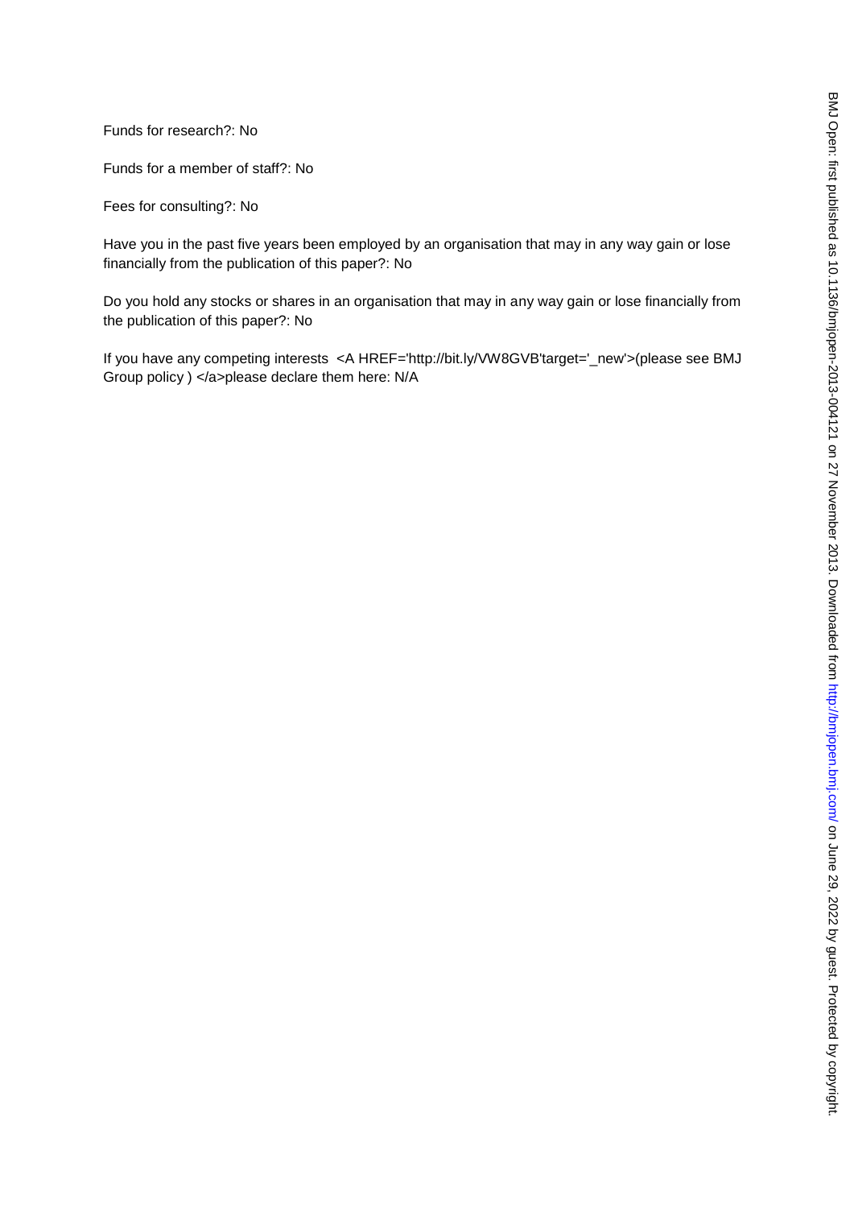Funds for research?: No

Funds for a member of staff?: No

Fees for consulting?: No

Have you in the past five years been employed by an organisation that may in any way gain or lose financially from the publication of this paper?: No

Do you hold any stocks or shares in an organisation that may in any way gain or lose financially from the publication of this paper?: No

If you have any competing interests <A HREF='http://bit.ly/VW8GVB'target='_new'>(please see BMJ Group policy ) </a>please declare them here: N/A